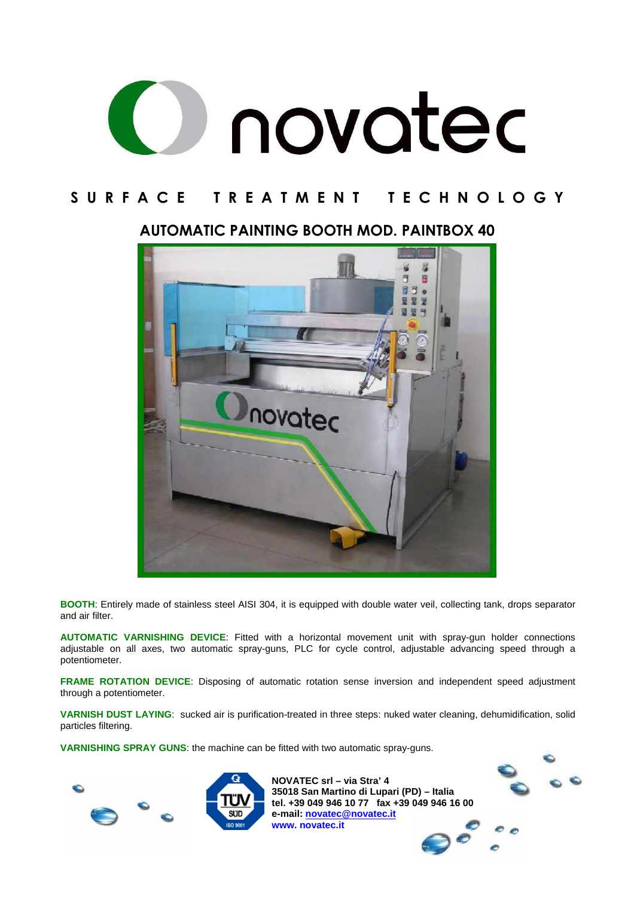# novatec

## SURFACE TREATMENT TECHNOLOGY

## AUTOMATIC PAINTING BOOTH MOD. PAINTBOX 40

**BOOTH**: Entirely made of stainless steel AISI 304, it is equipped with double water veil, collecting tank, drops separator and air filter.

**AUTOMATIC VARNISHING DEVICE**: Fitted with a horizontal movement unit with spray-gun holder connections adjustable on all axes, two automatic spray-guns, PLC for cycle control, adjustable advancing speed through a potentiometer.

**FRAME ROTATION DEVICE**: Disposing of automatic rotation sense inversion and independent speed adjustment through a potentiometer.

**VARNISH DUST LAYING**: sucked air is purification-treated in three steps: nuked water cleaning, dehumidification, solid particles filtering.

**VARNISHING SPRAY GUNS**: the machine can be fitted with two automatic spray-guns.

**NOVATEC srl – via Stra' 4**
**35018 San Martino di Lupari (PD) – Italia**
**tel. +39 049 946 10 77 fax +39 049 946 16 00**
**e-mail: novatec@novatec.it**
**www. novatec.it**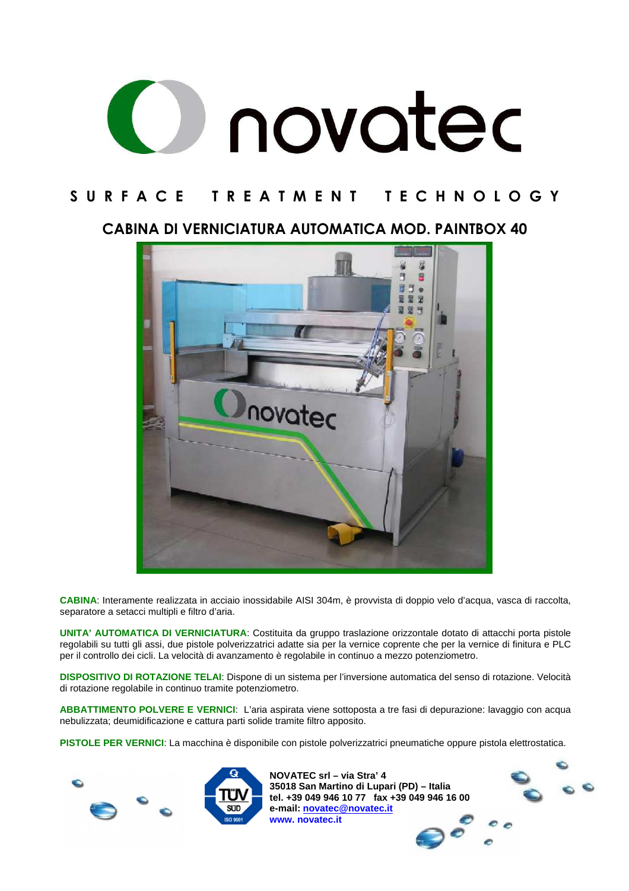# novatec

SURFACE TREATMENT TECHNOLOGY

## CABINA DI VERNICIATURA AUTOMATICA MOD. PAINTBOX 40

**CABINA**: Interamente realizzata in acciaio inossidabile AISI 304m, è provvista di doppio velo d'acqua, vasca di raccolta, separatore a setacci multipli e filtro d'aria.

**UNITA' AUTOMATICA DI VERNICIATURA**: Costituita da gruppo traslazione orizzontale dotato di attacchi porta pistole regolabili su tutti gli assi, due pistole polverizzatrici adatte sia per la vernice coprente che per la vernice di finitura e PLC per il controllo dei cicli. La velocità di avanzamento è regolabile in continuo a mezzo potenziometro.

**DISPOSITIVO DI ROTAZIONE TELAI**: Dispone di un sistema per l'inversione automatica del senso di rotazione. Velocità di rotazione regolabile in continuo tramite potenziometro.

**ABBATTIMENTO POLVERE E VERNICI**: L'aria aspirata viene sottoposta a tre fasi di depurazione: lavaggio con acqua nebulizzata; deumidificazione e cattura parti solide tramite filtro apposito.

**PISTOLE PER VERNICI**: La macchina è disponibile con pistole polverizzatrici pneumatiche oppure pistola elettrostatica.

**NOVATEC srl – via Stra' 4**
**35018 San Martino di Lupari (PD) – Italia**
**tel. +39 049 946 10 77 fax +39 049 946 16 00**
**e-mail: novatec@novatec.it**
**www. novatec.it**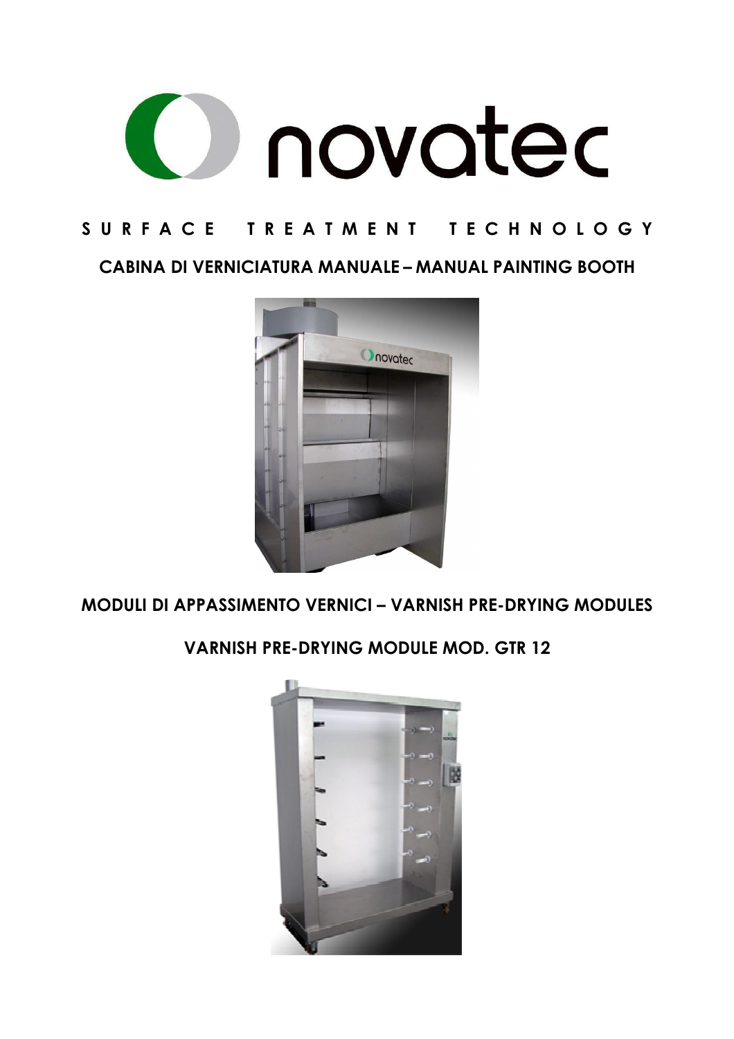novatec

**S U R F A C E   T R E A T M E N T   T E C H N O L O G Y**

## CABINA DI VERNICIATURA MANUALE – MANUAL PAINTING BOOTH

## MODULI DI APPASSIMENTO VERNICI – VARNISH PRE-DRYING MODULES

### VARNISH PRE-DRYING MODULE MOD. GTR 12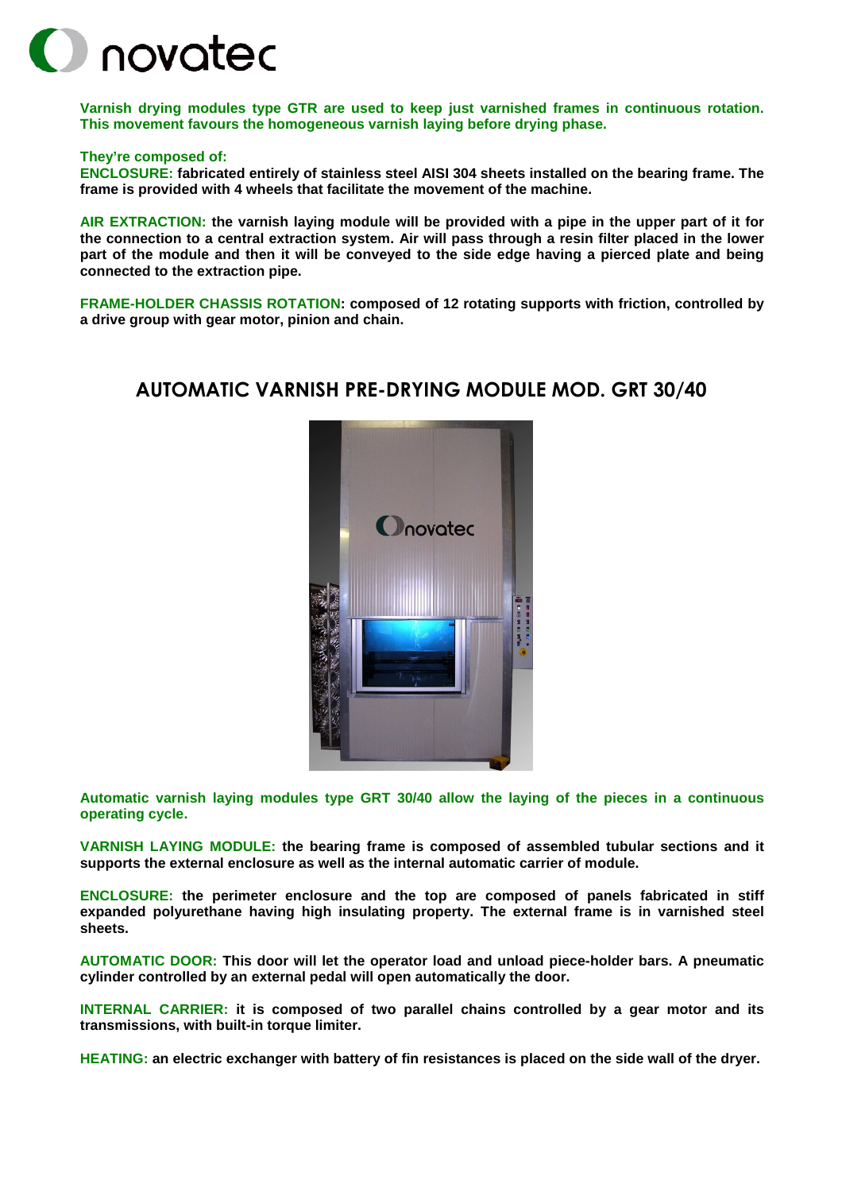**Varnish drying modules type GTR are used to keep just varnished frames in continuous rotation. This movement favours the homogeneous varnish laying before drying phase.**

**They're composed of:**

**ENCLOSURE: fabricated entirely of stainless steel AISI 304 sheets installed on the bearing frame. The frame is provided with 4 wheels that facilitate the movement of the machine.**

**AIR EXTRACTION: the varnish laying module will be provided with a pipe in the upper part of it for the connection to a central extraction system. Air will pass through a resin filter placed in the lower part of the module and then it will be conveyed to the side edge having a pierced plate and being connected to the extraction pipe.**

**FRAME-HOLDER CHASSIS ROTATION: composed of 12 rotating supports with friction, controlled by a drive group with gear motor, pinion and chain.**

## AUTOMATIC VARNISH PRE-DRYING MODULE MOD. GRT 30/40

**Automatic varnish laying modules type GRT 30/40 allow the laying of the pieces in a continuous operating cycle.**

**VARNISH LAYING MODULE: the bearing frame is composed of assembled tubular sections and it supports the external enclosure as well as the internal automatic carrier of module.**

**ENCLOSURE: the perimeter enclosure and the top are composed of panels fabricated in stiff expanded polyurethane having high insulating property. The external frame is in varnished steel sheets.**

**AUTOMATIC DOOR: This door will let the operator load and unload piece-holder bars. A pneumatic cylinder controlled by an external pedal will open automatically the door.**

**INTERNAL CARRIER: it is composed of two parallel chains controlled by a gear motor and its transmissions, with built-in torque limiter.**

**HEATING: an electric exchanger with battery of fin resistances is placed on the side wall of the dryer.**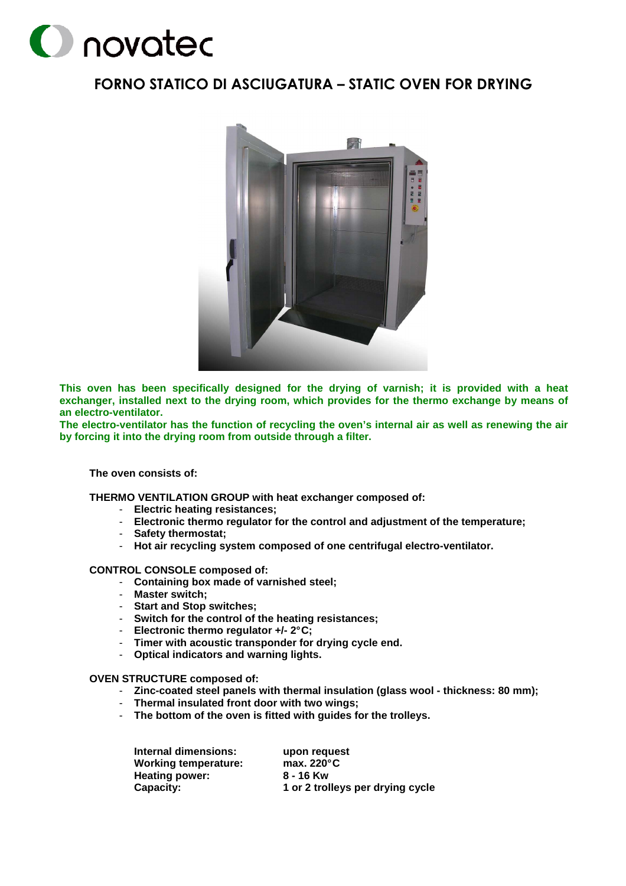novatec

# FORNO STATICO DI ASCIUGATURA – STATIC OVEN FOR DRYING

**This oven has been specifically designed for the drying of varnish; it is provided with a heat exchanger, installed next to the drying room, which provides for the thermo exchange by means of an electro-ventilator.**
**The electro-ventilator has the function of recycling the oven's internal air as well as renewing the air by forcing it into the drying room from outside through a filter.**

**The oven consists of:**

**THERMO VENTILATION GROUP with heat exchanger composed of:**

- **Electric heating resistances;**
- **Electronic thermo regulator for the control and adjustment of the temperature;**
- **Safety thermostat;**
- **Hot air recycling system composed of one centrifugal electro-ventilator.**

**CONTROL CONSOLE composed of:**

- **Containing box made of varnished steel;**
- **Master switch;**
- **Start and Stop switches;**
- **Switch for the control of the heating resistances;**
- **Electronic thermo regulator +/- 2°C;**
- **Timer with acoustic transponder for drying cycle end.**
- **Optical indicators and warning lights.**

**OVEN STRUCTURE composed of:**

- **Zinc-coated steel panels with thermal insulation (glass wool - thickness: 80 mm);**
- **Thermal insulated front door with two wings;**
- **The bottom of the oven is fitted with guides for the trolleys.**

| | |
|---|---|
| **Internal dimensions:** | **upon request** |
| **Working temperature:** | **max. 220°C** |
| **Heating power:** | **8 - 16 Kw** |
| **Capacity:** | **1 or 2 trolleys per drying cycle** |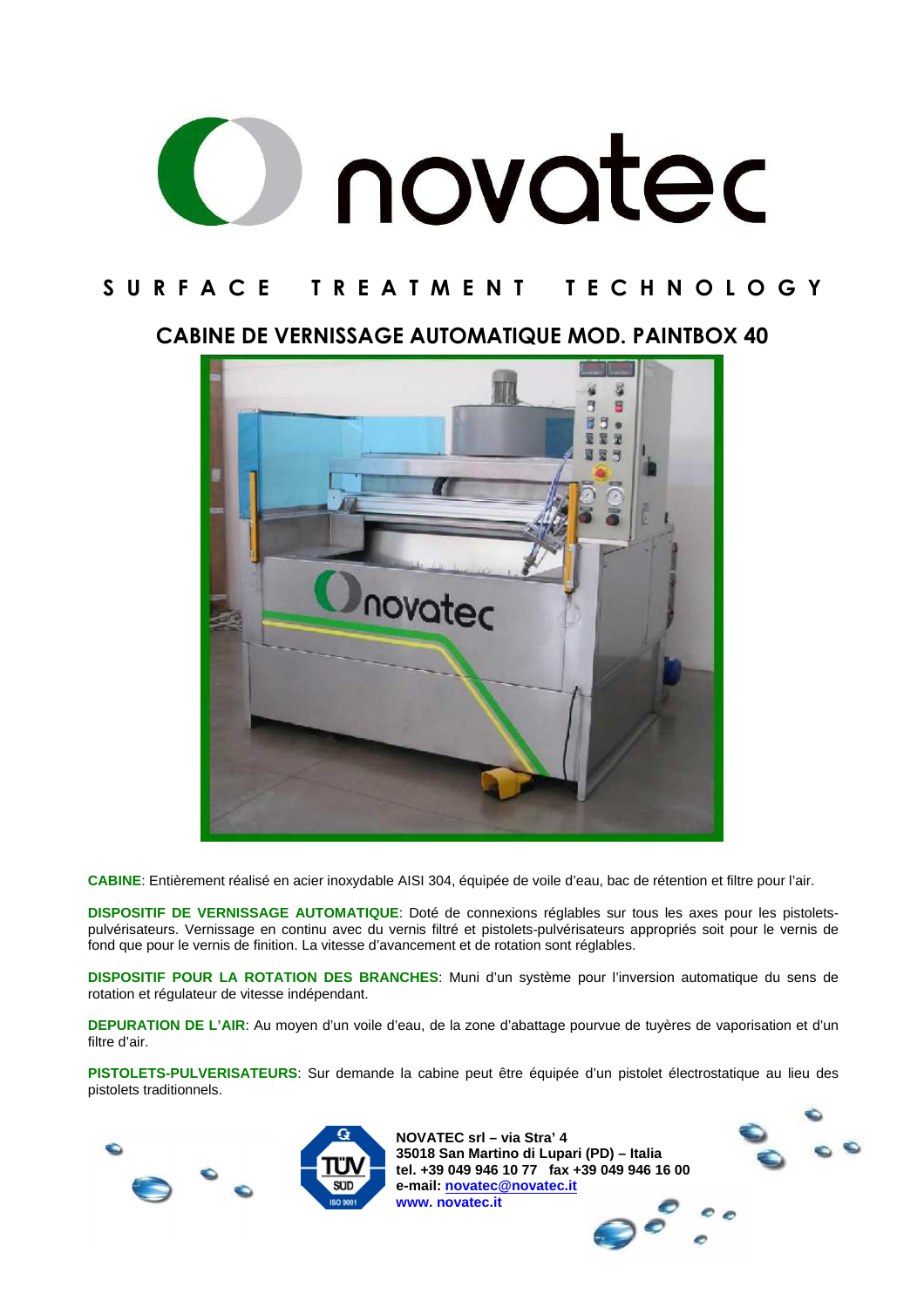# novatec

## SURFACE TREATMENT TECHNOLOGY

### CABINE DE VERNISSAGE AUTOMATIQUE MOD. PAINTBOX 40

**CABINE**: Entièrement réalisé en acier inoxydable AISI 304, équipée de voile d'eau, bac de rétention et filtre pour l'air.

**DISPOSITIF DE VERNISSAGE AUTOMATIQUE**: Doté de connexions réglables sur tous les axes pour les pistolets-pulvérisateurs. Vernissage en continu avec du vernis filtré et pistolets-pulvérisateurs appropriés soit pour le vernis de fond que pour le vernis de finition. La vitesse d'avancement et de rotation sont réglables.

**DISPOSITIF POUR LA ROTATION DES BRANCHES**: Muni d'un système pour l'inversion automatique du sens de rotation et régulateur de vitesse indépendant.

**DEPURATION DE L'AIR**: Au moyen d'un voile d'eau, de la zone d'abattage pourvue de tuyères de vaporisation et d'un filtre d'air.

**PISTOLETS-PULVERISATEURS**: Sur demande la cabine peut être équipée d'un pistolet électrostatique au lieu des pistolets traditionnels.

**NOVATEC srl – via Stra' 4**
**35018 San Martino di Lupari (PD) – Italia**
**tel. +39 049 946 10 77 fax +39 049 946 16 00**
**e-mail: novatec@novatec.it**
**www. novatec.it**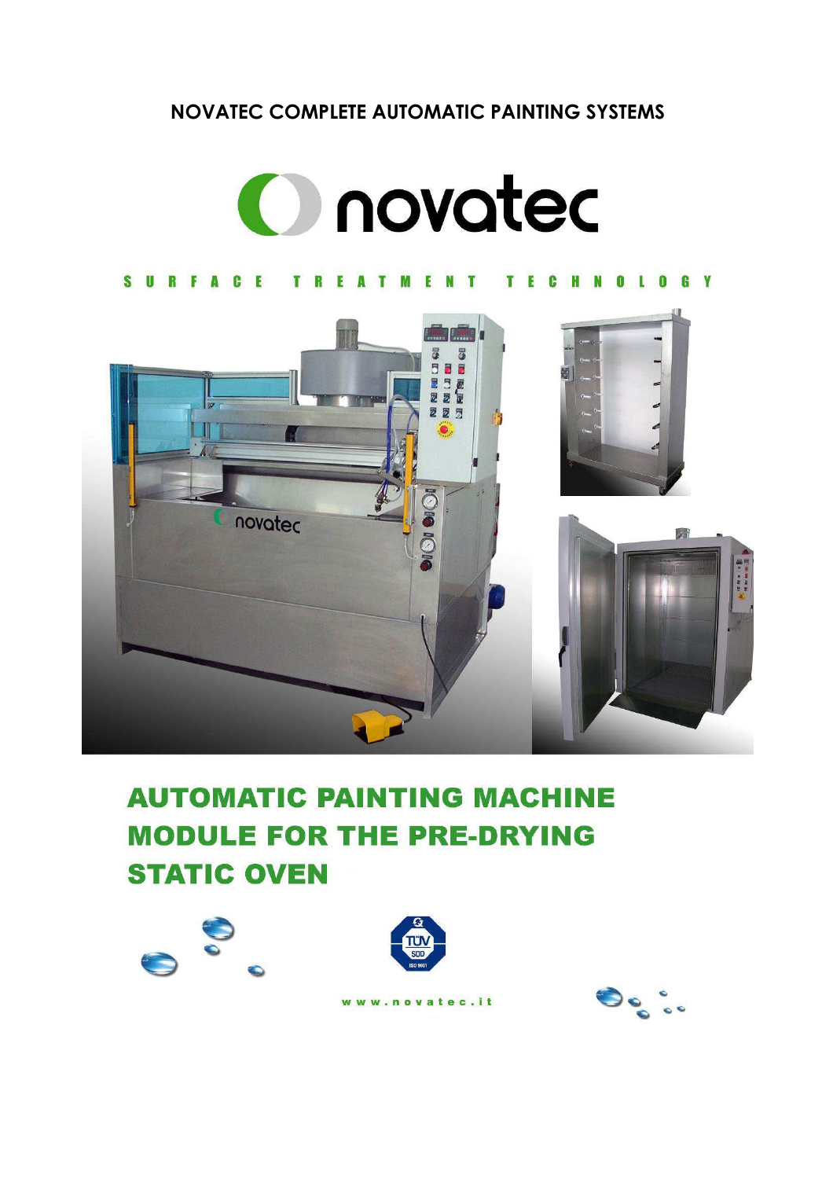# NOVATEC COMPLETE AUTOMATIC PAINTING SYSTEMS

novatec

SURFACE TREATMENT TECHNOLOGY

## AUTOMATIC PAINTING MACHINE
## MODULE FOR THE PRE-DRYING
## STATIC OVEN

www.novatec.it